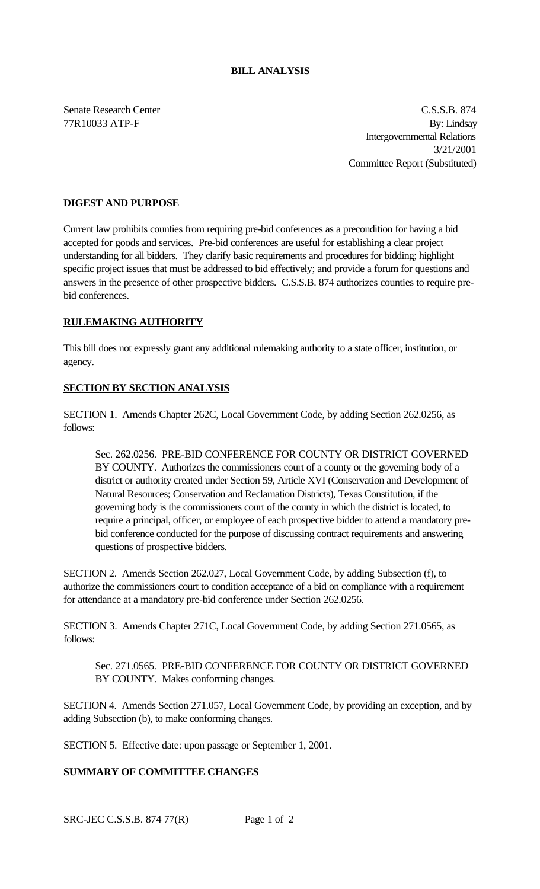# BILL ANALYSIS

Senate Research Center
77R10033 ATP-F

C.S.S.B. 874
By: Lindsay
Intergovernmental Relations
3/21/2001
Committee Report (Substituted)

## DIGEST AND PURPOSE

Current law prohibits counties from requiring pre-bid conferences as a precondition for having a bid accepted for goods and services. Pre-bid conferences are useful for establishing a clear project understanding for all bidders. They clarify basic requirements and procedures for bidding; highlight specific project issues that must be addressed to bid effectively; and provide a forum for questions and answers in the presence of other prospective bidders. C.S.S.B. 874 authorizes counties to require pre-bid conferences.

## RULEMAKING AUTHORITY

This bill does not expressly grant any additional rulemaking authority to a state officer, institution, or agency.

## SECTION BY SECTION ANALYSIS

SECTION 1. Amends Chapter 262C, Local Government Code, by adding Section 262.0256, as follows:

> Sec. 262.0256. PRE-BID CONFERENCE FOR COUNTY OR DISTRICT GOVERNED BY COUNTY. Authorizes the commissioners court of a county or the governing body of a district or authority created under Section 59, Article XVI (Conservation and Development of Natural Resources; Conservation and Reclamation Districts), Texas Constitution, if the governing body is the commissioners court of the county in which the district is located, to require a principal, officer, or employee of each prospective bidder to attend a mandatory pre-bid conference conducted for the purpose of discussing contract requirements and answering questions of prospective bidders.

SECTION 2. Amends Section 262.027, Local Government Code, by adding Subsection (f), to authorize the commissioners court to condition acceptance of a bid on compliance with a requirement for attendance at a mandatory pre-bid conference under Section 262.0256.

SECTION 3. Amends Chapter 271C, Local Government Code, by adding Section 271.0565, as follows:

> Sec. 271.0565. PRE-BID CONFERENCE FOR COUNTY OR DISTRICT GOVERNED BY COUNTY. Makes conforming changes.

SECTION 4. Amends Section 271.057, Local Government Code, by providing an exception, and by adding Subsection (b), to make conforming changes.

SECTION 5. Effective date: upon passage or September 1, 2001.

## SUMMARY OF COMMITTEE CHANGES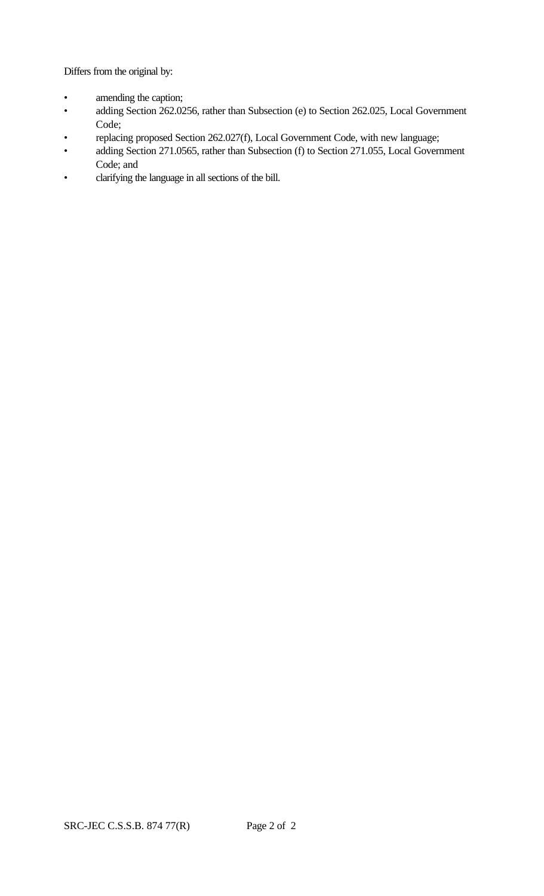Differs from the original by:

- amending the caption;
- adding Section 262.0256, rather than Subsection (e) to Section 262.025, Local Government Code;
- replacing proposed Section 262.027(f), Local Government Code, with new language;
- adding Section 271.0565, rather than Subsection (f) to Section 271.055, Local Government Code; and
- clarifying the language in all sections of the bill.